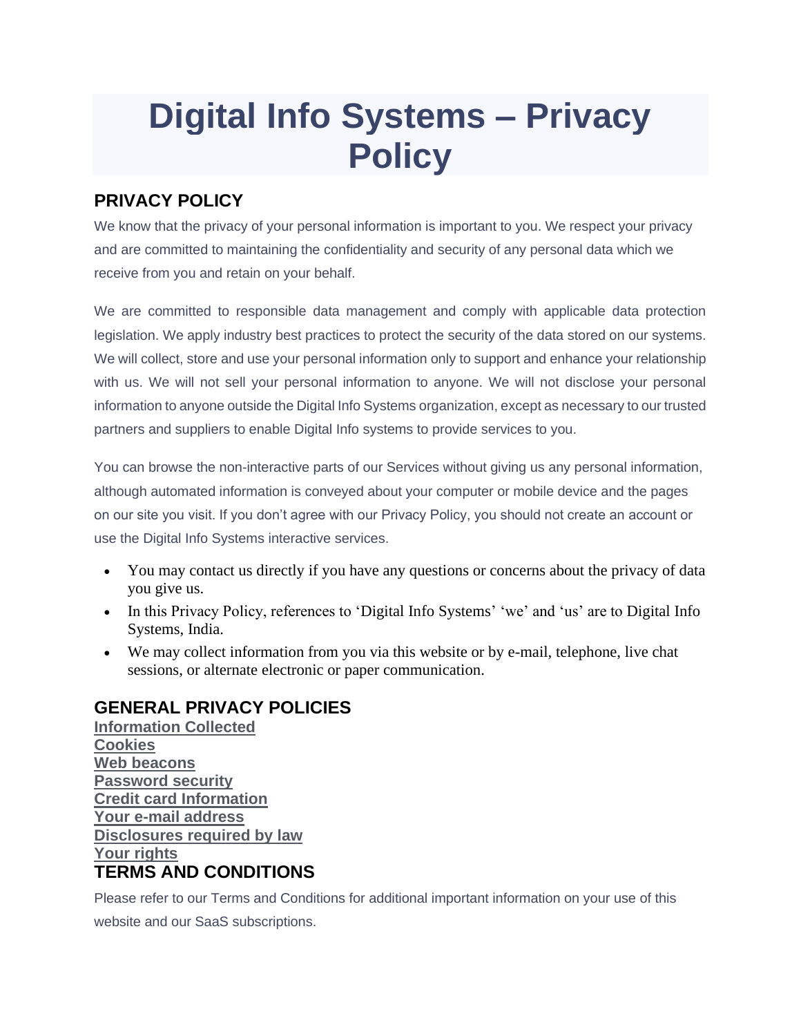# Digital Info Systems – Privacy Policy

## PRIVACY POLICY

We know that the privacy of your personal information is important to you. We respect your privacy and are committed to maintaining the confidentiality and security of any personal data which we receive from you and retain on your behalf.

We are committed to responsible data management and comply with applicable data protection legislation. We apply industry best practices to protect the security of the data stored on our systems. We will collect, store and use your personal information only to support and enhance your relationship with us. We will not sell your personal information to anyone. We will not disclose your personal information to anyone outside the Digital Info Systems organization, except as necessary to our trusted partners and suppliers to enable Digital Info systems to provide services to you.

You can browse the non-interactive parts of our Services without giving us any personal information, although automated information is conveyed about your computer or mobile device and the pages on our site you visit. If you don't agree with our Privacy Policy, you should not create an account or use the Digital Info Systems interactive services.

- You may contact us directly if you have any questions or concerns about the privacy of data you give us.
- In this Privacy Policy, references to 'Digital Info Systems' 'we' and 'us' are to Digital Info Systems, India.
- We may collect information from you via this website or by e-mail, telephone, live chat sessions, or alternate electronic or paper communication.

## GENERAL PRIVACY POLICIES

**Information Collected**
**Cookies**
**Web beacons**
**Password security**
**Credit card Information**
**Your e-mail address**
**Disclosures required by law**
**Your rights**

## TERMS AND CONDITIONS

Please refer to our Terms and Conditions for additional important information on your use of this website and our SaaS subscriptions.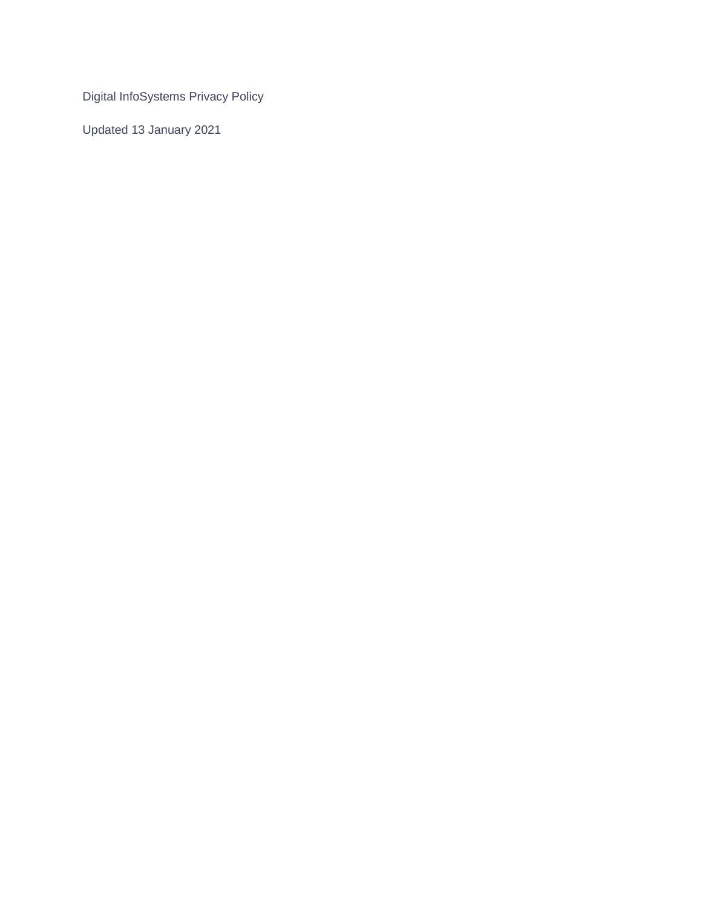Digital InfoSystems Privacy Policy

Updated 13 January 2021